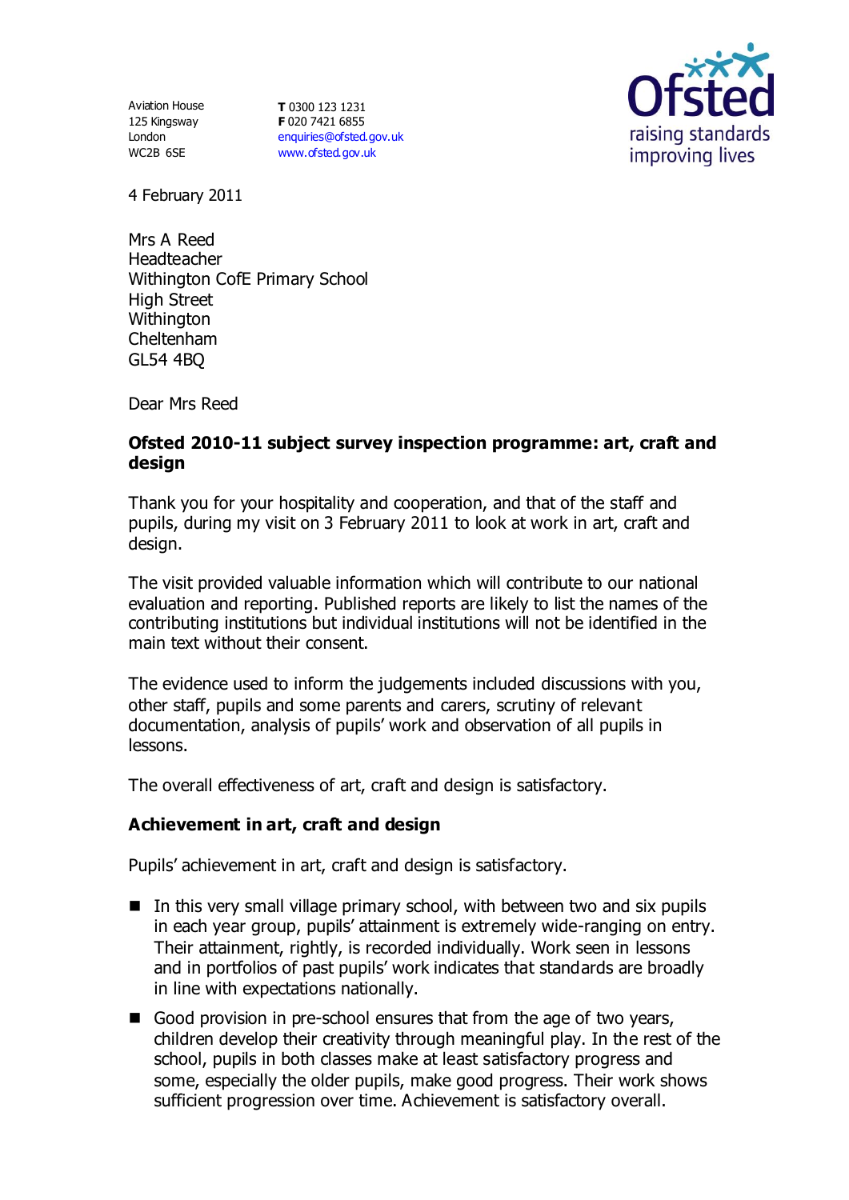Aviation House
125 Kingsway
London
WC2B 6SE

**T** 0300 123 1231
**F** 020 7421 6855
enquiries@ofsted.gov.uk
www.ofsted.gov.uk

Ofsted
raising standards
improving lives

4 February 2011

Mrs A Reed
Headteacher
Withington CofE Primary School
High Street
Withington
Cheltenham
GL54 4BQ

Dear Mrs Reed

**Ofsted 2010-11 subject survey inspection programme: art, craft and design**

Thank you for your hospitality and cooperation, and that of the staff and pupils, during my visit on 3 February 2011 to look at work in art, craft and design.

The visit provided valuable information which will contribute to our national evaluation and reporting. Published reports are likely to list the names of the contributing institutions but individual institutions will not be identified in the main text without their consent.

The evidence used to inform the judgements included discussions with you, other staff, pupils and some parents and carers, scrutiny of relevant documentation, analysis of pupils' work and observation of all pupils in lessons.

The overall effectiveness of art, craft and design is satisfactory.

**Achievement in art, craft and design**

Pupils' achievement in art, craft and design is satisfactory.

- In this very small village primary school, with between two and six pupils in each year group, pupils' attainment is extremely wide-ranging on entry. Their attainment, rightly, is recorded individually. Work seen in lessons and in portfolios of past pupils' work indicates that standards are broadly in line with expectations nationally.
- Good provision in pre-school ensures that from the age of two years, children develop their creativity through meaningful play. In the rest of the school, pupils in both classes make at least satisfactory progress and some, especially the older pupils, make good progress. Their work shows sufficient progression over time. Achievement is satisfactory overall.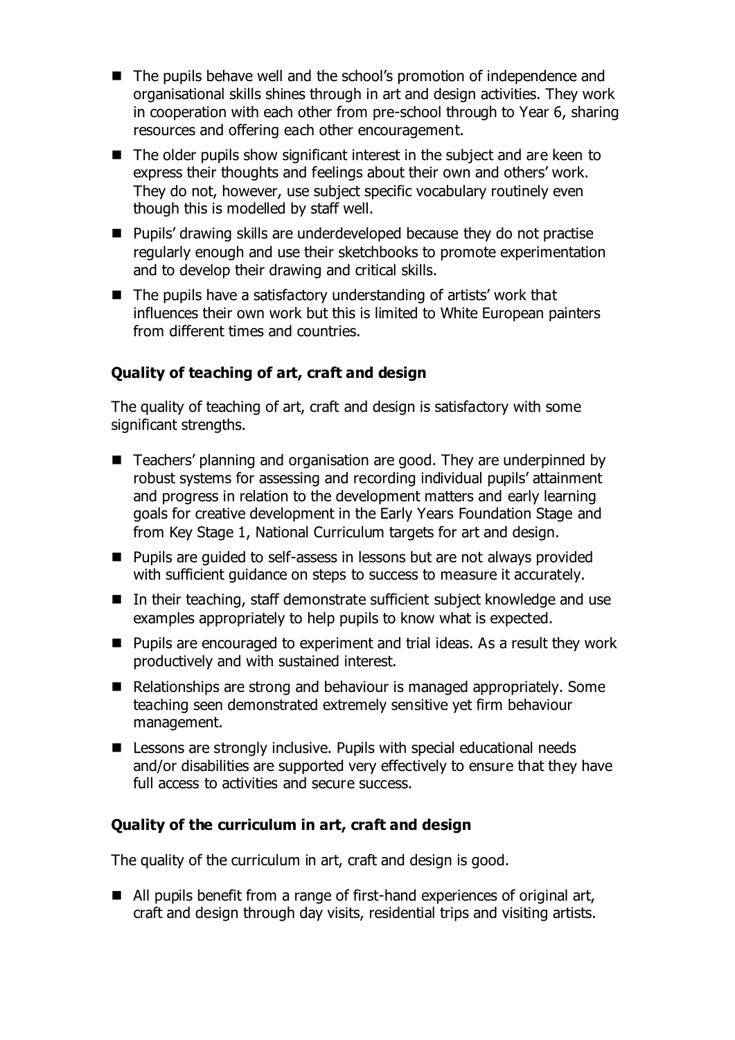- The pupils behave well and the school's promotion of independence and organisational skills shines through in art and design activities. They work in cooperation with each other from pre-school through to Year 6, sharing resources and offering each other encouragement.
- The older pupils show significant interest in the subject and are keen to express their thoughts and feelings about their own and others' work. They do not, however, use subject specific vocabulary routinely even though this is modelled by staff well.
- Pupils' drawing skills are underdeveloped because they do not practise regularly enough and use their sketchbooks to promote experimentation and to develop their drawing and critical skills.
- The pupils have a satisfactory understanding of artists' work that influences their own work but this is limited to White European painters from different times and countries.

### Quality of teaching of art, craft and design

The quality of teaching of art, craft and design is satisfactory with some significant strengths.

- Teachers' planning and organisation are good. They are underpinned by robust systems for assessing and recording individual pupils' attainment and progress in relation to the development matters and early learning goals for creative development in the Early Years Foundation Stage and from Key Stage 1, National Curriculum targets for art and design.
- Pupils are guided to self-assess in lessons but are not always provided with sufficient guidance on steps to success to measure it accurately.
- In their teaching, staff demonstrate sufficient subject knowledge and use examples appropriately to help pupils to know what is expected.
- Pupils are encouraged to experiment and trial ideas. As a result they work productively and with sustained interest.
- Relationships are strong and behaviour is managed appropriately. Some teaching seen demonstrated extremely sensitive yet firm behaviour management.
- Lessons are strongly inclusive. Pupils with special educational needs and/or disabilities are supported very effectively to ensure that they have full access to activities and secure success.

### Quality of the curriculum in art, craft and design

The quality of the curriculum in art, craft and design is good.

- All pupils benefit from a range of first-hand experiences of original art, craft and design through day visits, residential trips and visiting artists.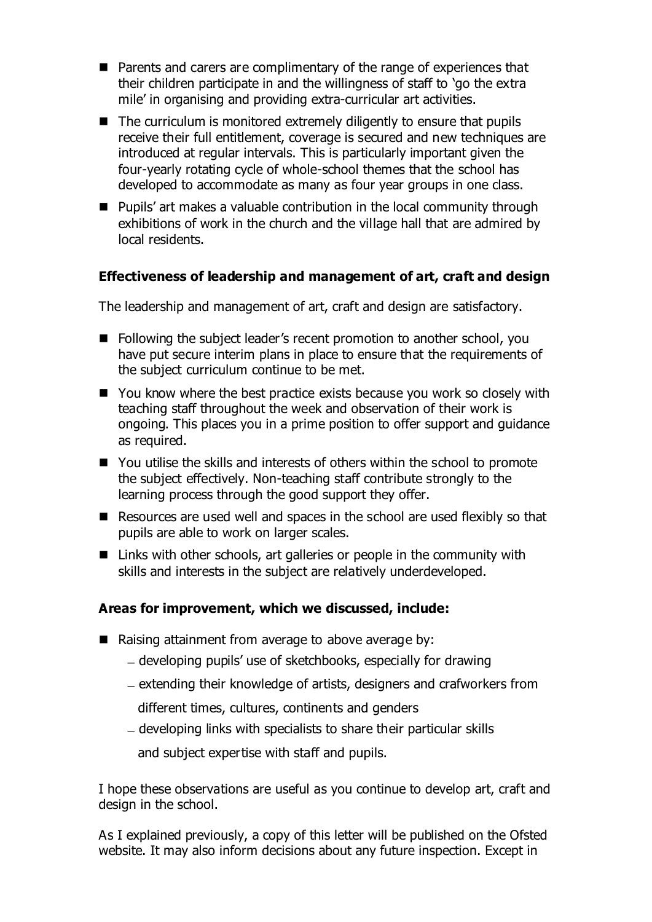- Parents and carers are complimentary of the range of experiences that their children participate in and the willingness of staff to 'go the extra mile' in organising and providing extra-curricular art activities.
- The curriculum is monitored extremely diligently to ensure that pupils receive their full entitlement, coverage is secured and new techniques are introduced at regular intervals. This is particularly important given the four-yearly rotating cycle of whole-school themes that the school has developed to accommodate as many as four year groups in one class.
- Pupils' art makes a valuable contribution in the local community through exhibitions of work in the church and the village hall that are admired by local residents.

**Effectiveness of leadership and management of art, craft and design**

The leadership and management of art, craft and design are satisfactory.

- Following the subject leader's recent promotion to another school, you have put secure interim plans in place to ensure that the requirements of the subject curriculum continue to be met.
- You know where the best practice exists because you work so closely with teaching staff throughout the week and observation of their work is ongoing. This places you in a prime position to offer support and guidance as required.
- You utilise the skills and interests of others within the school to promote the subject effectively. Non-teaching staff contribute strongly to the learning process through the good support they offer.
- Resources are used well and spaces in the school are used flexibly so that pupils are able to work on larger scales.
- Links with other schools, art galleries or people in the community with skills and interests in the subject are relatively underdeveloped.

**Areas for improvement, which we discussed, include:**

- Raising attainment from average to above average by:
  - developing pupils' use of sketchbooks, especially for drawing
  - extending their knowledge of artists, designers and crafworkers from different times, cultures, continents and genders
  - developing links with specialists to share their particular skills and subject expertise with staff and pupils.

I hope these observations are useful as you continue to develop art, craft and design in the school.

As I explained previously, a copy of this letter will be published on the Ofsted website. It may also inform decisions about any future inspection. Except in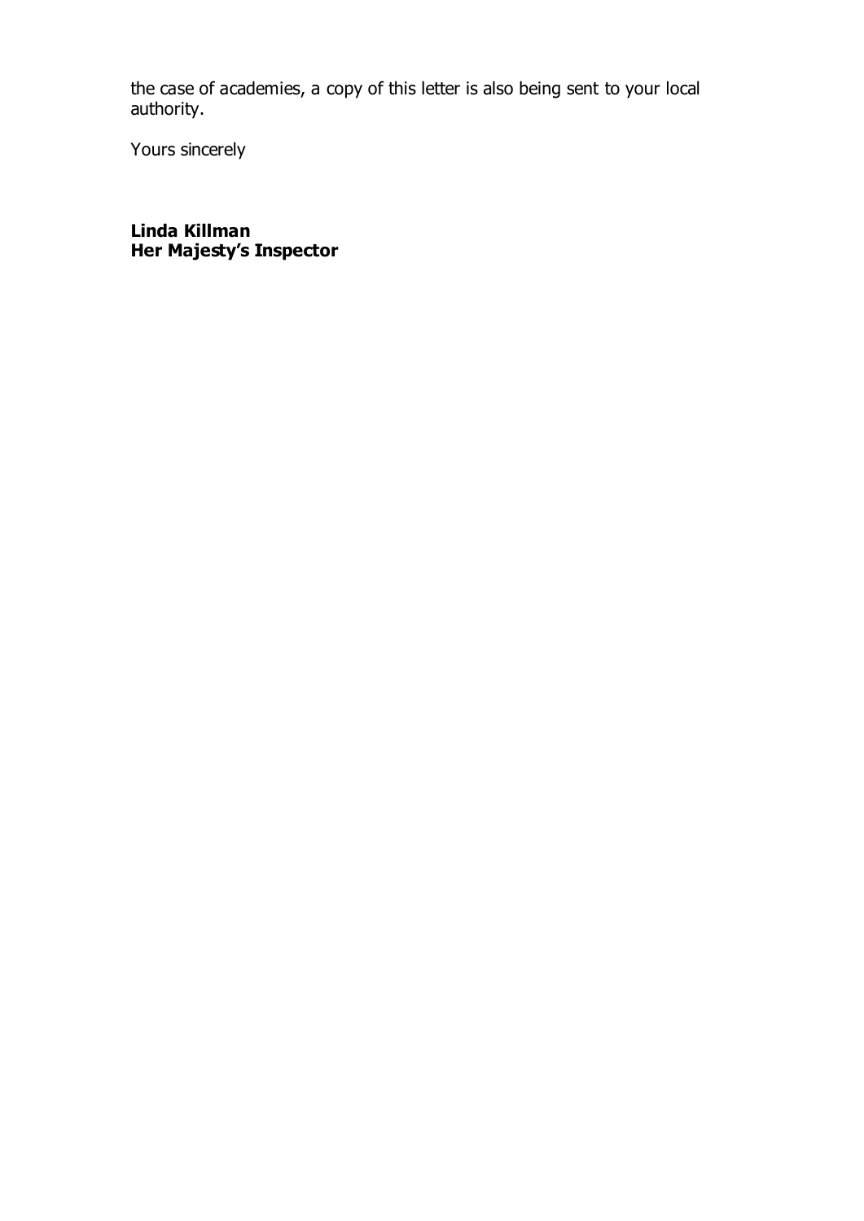the case of academies, a copy of this letter is also being sent to your local authority.

Yours sincerely

**Linda Killman**
**Her Majesty's Inspector**